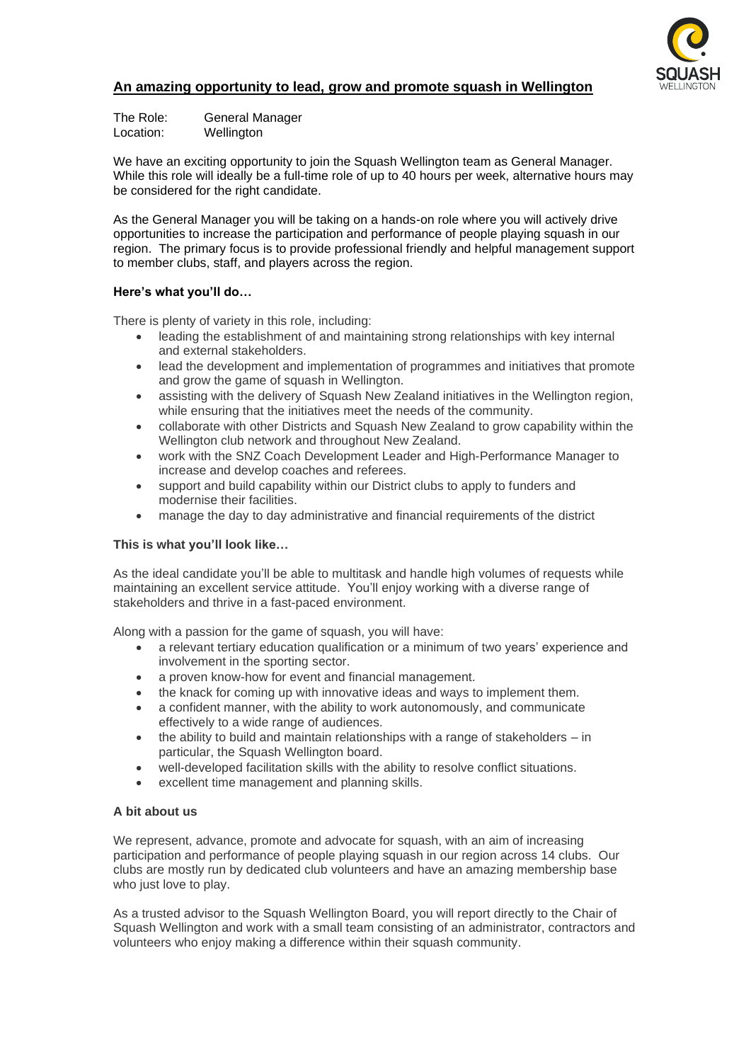## An amazing opportunity to lead, grow and promote squash in Wellington

The Role: General Manager
Location: Wellington

We have an exciting opportunity to join the Squash Wellington team as General Manager. While this role will ideally be a full-time role of up to 40 hours per week, alternative hours may be considered for the right candidate.

As the General Manager you will be taking on a hands-on role where you will actively drive opportunities to increase the participation and performance of people playing squash in our region. The primary focus is to provide professional friendly and helpful management support to member clubs, staff, and players across the region.

### Here's what you'll do…

There is plenty of variety in this role, including:

- leading the establishment of and maintaining strong relationships with key internal and external stakeholders.
- lead the development and implementation of programmes and initiatives that promote and grow the game of squash in Wellington.
- assisting with the delivery of Squash New Zealand initiatives in the Wellington region, while ensuring that the initiatives meet the needs of the community.
- collaborate with other Districts and Squash New Zealand to grow capability within the Wellington club network and throughout New Zealand.
- work with the SNZ Coach Development Leader and High-Performance Manager to increase and develop coaches and referees.
- support and build capability within our District clubs to apply to funders and modernise their facilities.
- manage the day to day administrative and financial requirements of the district

### This is what you'll look like…

As the ideal candidate you'll be able to multitask and handle high volumes of requests while maintaining an excellent service attitude. You'll enjoy working with a diverse range of stakeholders and thrive in a fast-paced environment.

Along with a passion for the game of squash, you will have:

- a relevant tertiary education qualification or a minimum of two years' experience and involvement in the sporting sector.
- a proven know-how for event and financial management.
- the knack for coming up with innovative ideas and ways to implement them.
- a confident manner, with the ability to work autonomously, and communicate effectively to a wide range of audiences.
- the ability to build and maintain relationships with a range of stakeholders – in particular, the Squash Wellington board.
- well-developed facilitation skills with the ability to resolve conflict situations.
- excellent time management and planning skills.

### A bit about us

We represent, advance, promote and advocate for squash, with an aim of increasing participation and performance of people playing squash in our region across 14 clubs. Our clubs are mostly run by dedicated club volunteers and have an amazing membership base who just love to play.

As a trusted advisor to the Squash Wellington Board, you will report directly to the Chair of Squash Wellington and work with a small team consisting of an administrator, contractors and volunteers who enjoy making a difference within their squash community.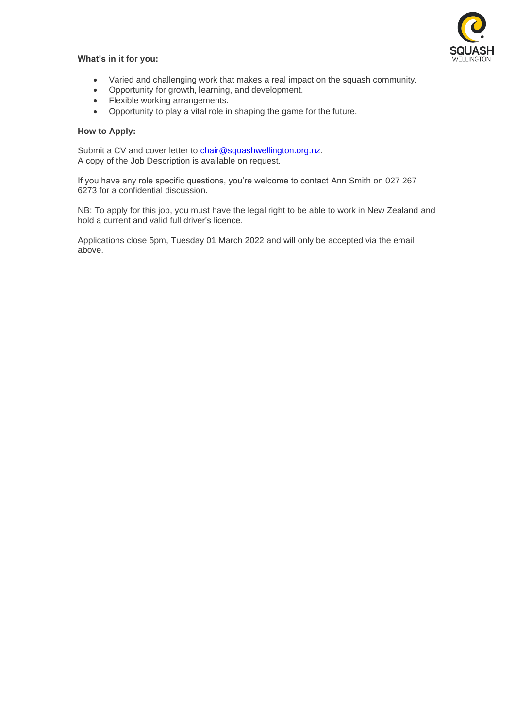**What's in it for you:**

- Varied and challenging work that makes a real impact on the squash community.
- Opportunity for growth, learning, and development.
- Flexible working arrangements.
- Opportunity to play a vital role in shaping the game for the future.

**How to Apply:**

Submit a CV and cover letter to chair@squashwellington.org.nz.
A copy of the Job Description is available on request.

If you have any role specific questions, you're welcome to contact Ann Smith on 027 267 6273 for a confidential discussion.

NB: To apply for this job, you must have the legal right to be able to work in New Zealand and hold a current and valid full driver's licence.

Applications close 5pm, Tuesday 01 March 2022 and will only be accepted via the email above.